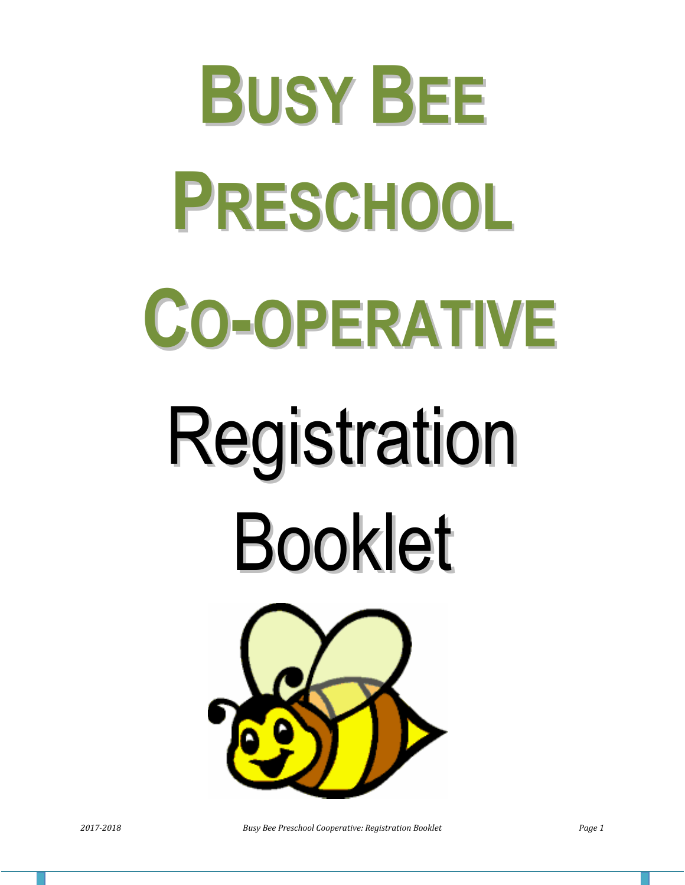# BUSY BEE PRESCHOOL CO-OPERATIVE

# Registration Booklet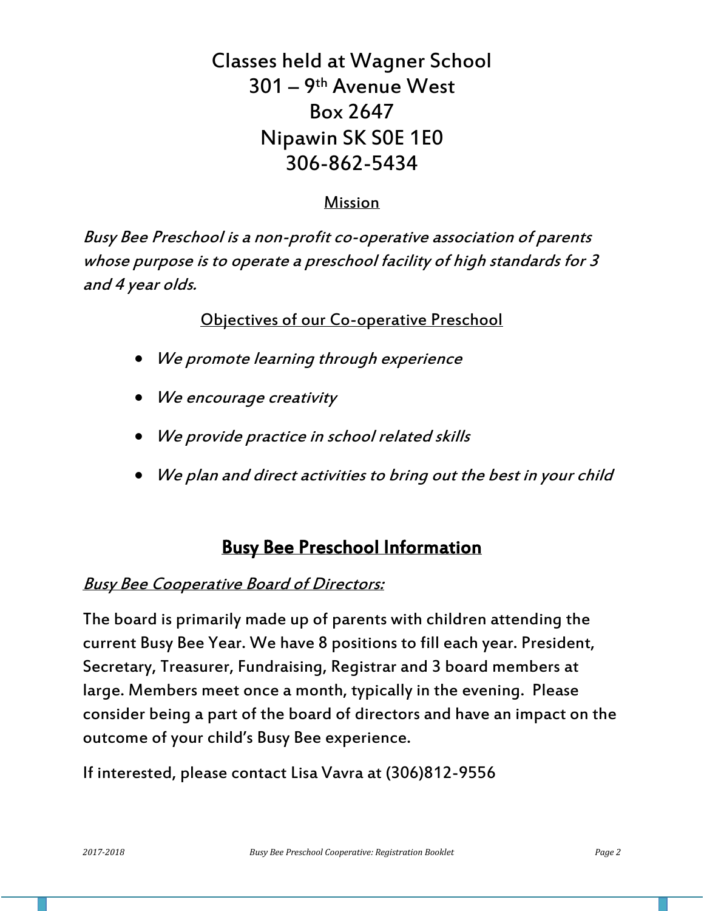Classes held at Wagner School
301 – 9th Avenue West
Box 2647
Nipawin SK S0E 1E0
306-862-5434

## Mission

*Busy Bee Preschool is a non-profit co-operative association of parents whose purpose is to operate a preschool facility of high standards for 3 and 4 year olds.*

## Objectives of our Co-operative Preschool

- *We promote learning through experience*
- *We encourage creativity*
- *We provide practice in school related skills*
- *We plan and direct activities to bring out the best in your child*

# Busy Bee Preschool Information

### *Busy Bee Cooperative Board of Directors:*

The board is primarily made up of parents with children attending the current Busy Bee Year. We have 8 positions to fill each year. President, Secretary, Treasurer, Fundraising, Registrar and 3 board members at large. Members meet once a month, typically in the evening. Please consider being a part of the board of directors and have an impact on the outcome of your child's Busy Bee experience.

If interested, please contact Lisa Vavra at (306)812-9556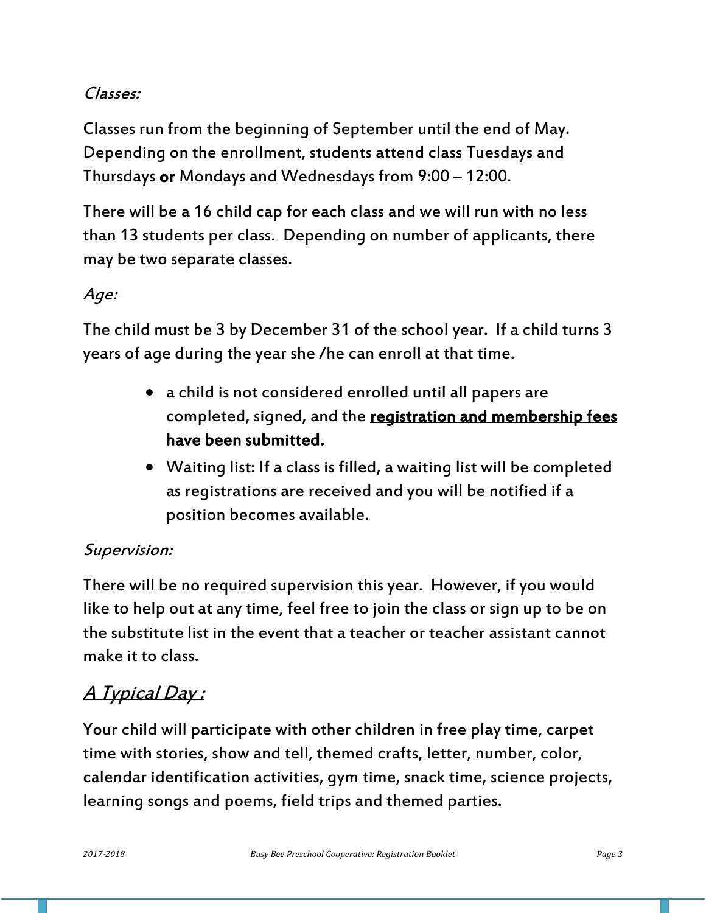## *Classes:*

Classes run from the beginning of September until the end of May. Depending on the enrollment, students attend class Tuesdays and Thursdays **or** Mondays and Wednesdays from 9:00 – 12:00.

There will be a 16 child cap for each class and we will run with no less than 13 students per class. Depending on number of applicants, there may be two separate classes.

## *Age:*

The child must be 3 by December 31 of the school year. If a child turns 3 years of age during the year she /he can enroll at that time.

- a child is not considered enrolled until all papers are completed, signed, and the **registration and membership fees have been submitted.**
- Waiting list: If a class is filled, a waiting list will be completed as registrations are received and you will be notified if a position becomes available.

## *Supervision:*

There will be no required supervision this year. However, if you would like to help out at any time, feel free to join the class or sign up to be on the substitute list in the event that a teacher or teacher assistant cannot make it to class.

## *A Typical Day :*

Your child will participate with other children in free play time, carpet time with stories, show and tell, themed crafts, letter, number, color, calendar identification activities, gym time, snack time, science projects, learning songs and poems, field trips and themed parties.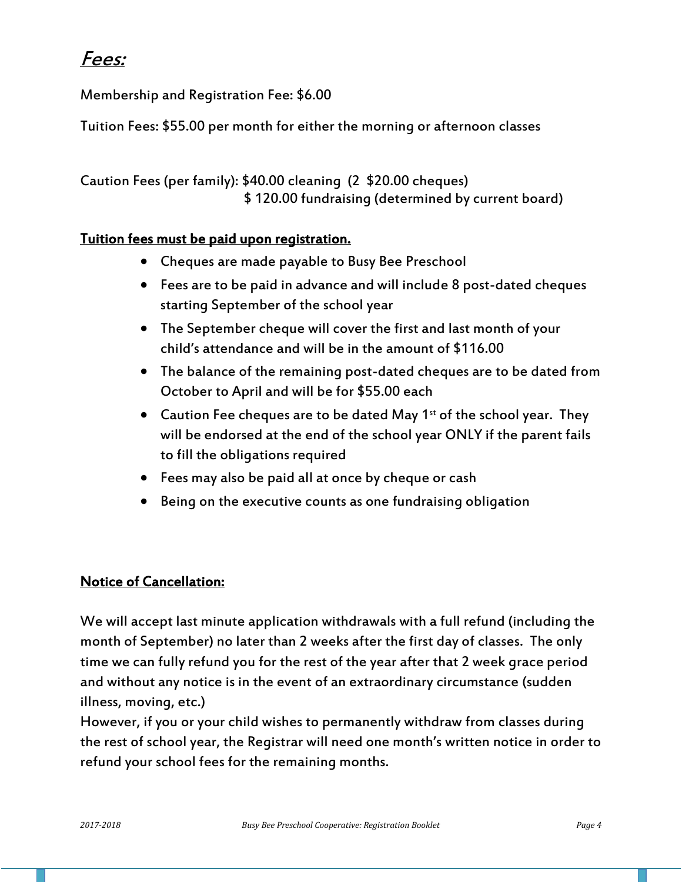# *Fees:*

Membership and Registration Fee: $6.00

Tuition Fees: $55.00 per month for either the morning or afternoon classes

Caution Fees (per family): $40.00 cleaning (2 $20.00 cheques)
$ 120.00 fundraising (determined by current board)

**Tuition fees must be paid upon registration.**

- Cheques are made payable to Busy Bee Preschool
- Fees are to be paid in advance and will include 8 post-dated cheques starting September of the school year
- The September cheque will cover the first and last month of your child's attendance and will be in the amount of $116.00
- The balance of the remaining post-dated cheques are to be dated from October to April and will be for $55.00 each
- Caution Fee cheques are to be dated May 1st of the school year. They will be endorsed at the end of the school year ONLY if the parent fails to fill the obligations required
- Fees may also be paid all at once by cheque or cash
- Being on the executive counts as one fundraising obligation

**Notice of Cancellation:**

We will accept last minute application withdrawals with a full refund (including the month of September) no later than 2 weeks after the first day of classes. The only time we can fully refund you for the rest of the year after that 2 week grace period and without any notice is in the event of an extraordinary circumstance (sudden illness, moving, etc.)
However, if you or your child wishes to permanently withdraw from classes during the rest of school year, the Registrar will need one month's written notice in order to refund your school fees for the remaining months.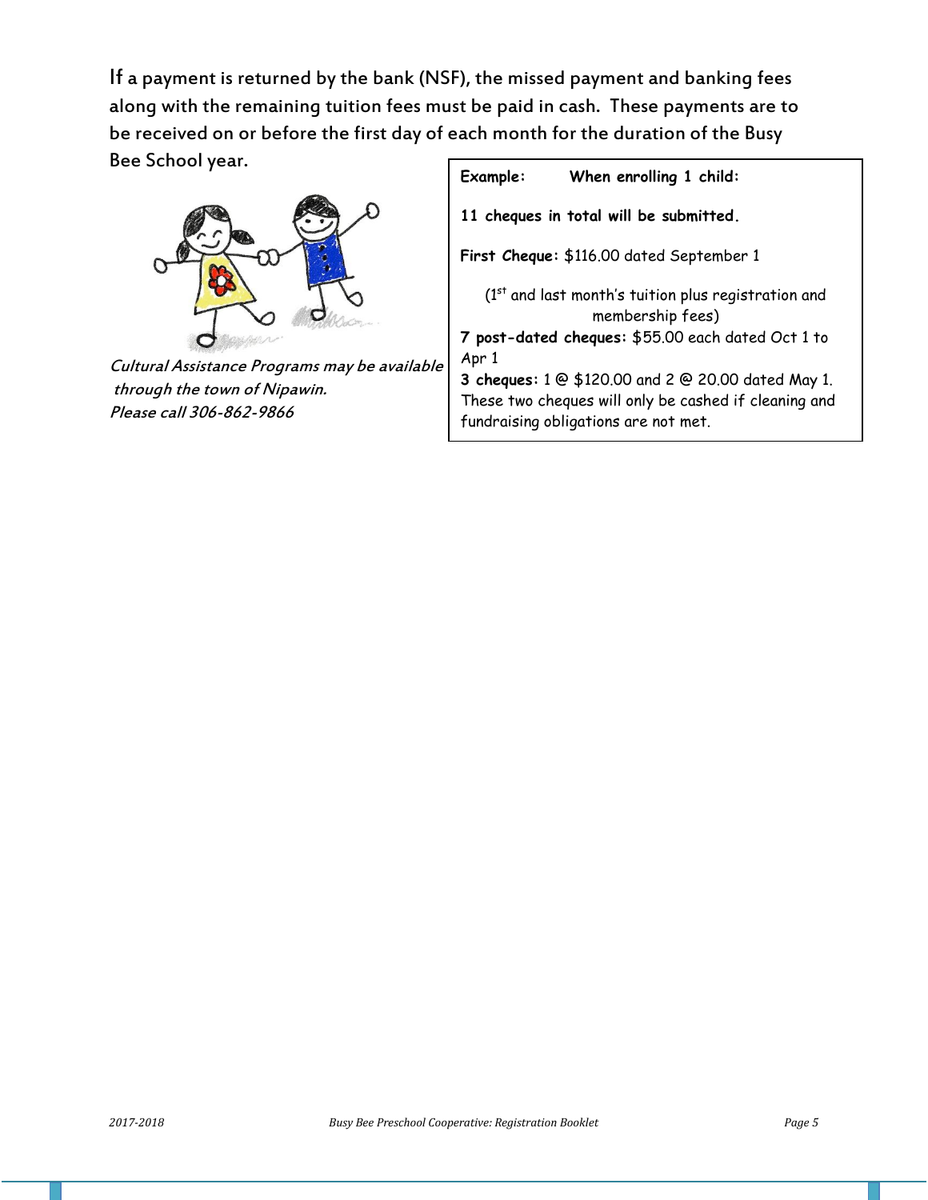If a payment is returned by the bank (NSF), the missed payment and banking fees along with the remaining tuition fees must be paid in cash. These payments are to be received on or before the first day of each month for the duration of the Busy Bee School year.

*Cultural Assistance Programs may be available through the town of Nipawin.*
*Please call 306-862-9866*

**Example: When enrolling 1 child:**

**11 cheques in total will be submitted.**

**First Cheque:** $116.00 dated September 1

(1st and last month's tuition plus registration and membership fees)

**7 post-dated cheques:** $55.00 each dated Oct 1 to Apr 1

**3 cheques:** 1 @ $120.00 and 2 @ 20.00 dated May 1. These two cheques will only be cashed if cleaning and fundraising obligations are not met.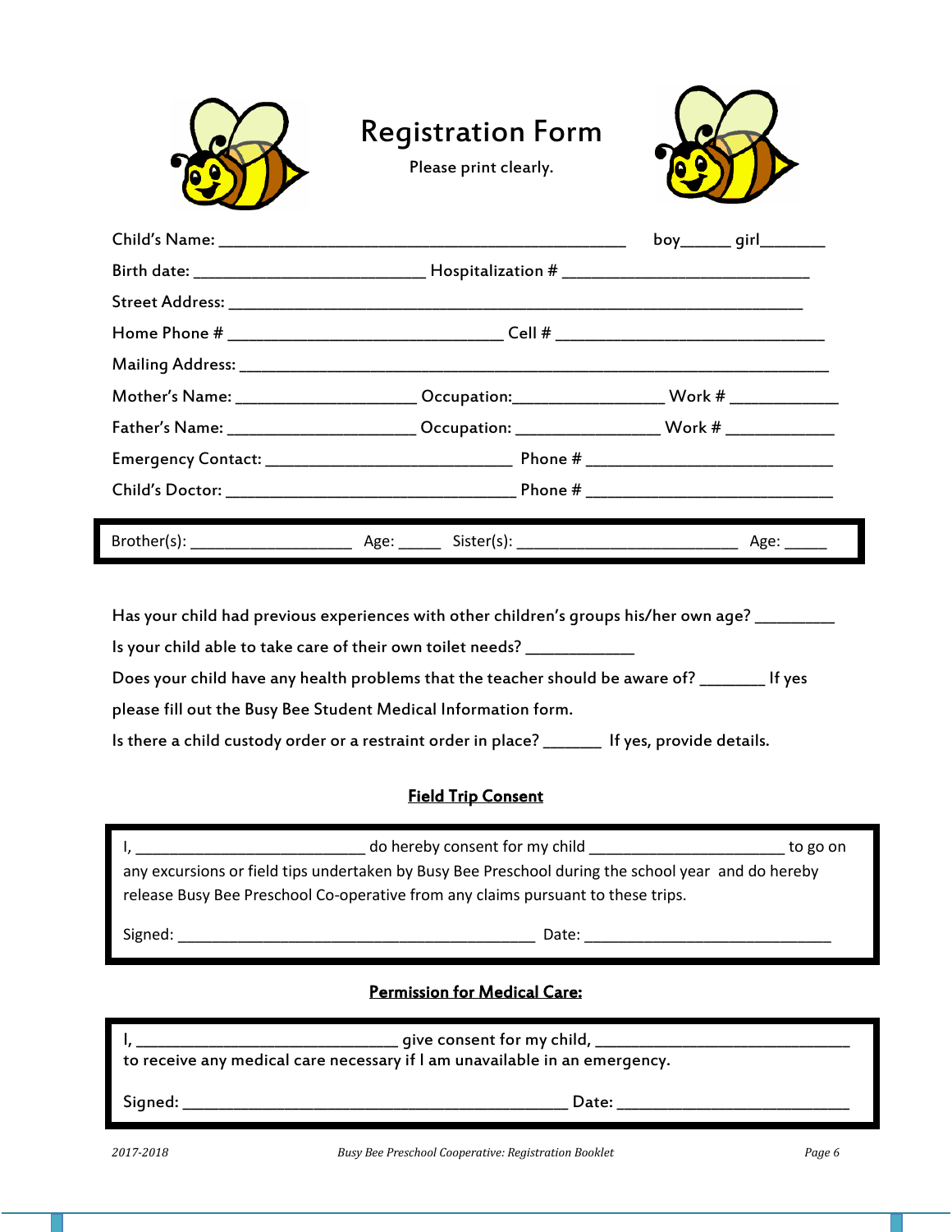# Registration Form

Please print clearly.

Child's Name: ____________________________________________ boy_____ girl_______

Birth date: _________________________ Hospitalization # ___________________________

Street Address: _______________________________________________________________

Home Phone # ______________________________ Cell # _____________________________

Mailing Address: _______________________________________________________________

Mother's Name: ___________________ Occupation:________________ Work # ___________

Father's Name: ____________________ Occupation: _______________ Work # ___________

Emergency Contact: ___________________________ Phone # ___________________________

Child's Doctor: ________________________________ Phone # ___________________________

Brother(s): __________________ Age: _____ Sister(s): _________________________ Age: _____

Has your child had previous experiences with other children's groups his/her own age? ________

Is your child able to take care of their own toilet needs? ___________

Does your child have any health problems that the teacher should be aware of? _______ If yes please fill out the Busy Bee Student Medical Information form.

Is there a child custody order or a restraint order in place? ______ If yes, provide details.

## Field Trip Consent

I, __________________________ do hereby consent for my child ______________________ to go on any excursions or field tips undertaken by Busy Bee Preschool during the school year and do hereby release Busy Bee Preschool Co-operative from any claims pursuant to these trips.

Signed: _________________________________________ Date: ____________________________

## Permission for Medical Care:

I, _____________________________ give consent for my child, ____________________________ to receive any medical care necessary if I am unavailable in an emergency.

Signed: ___________________________________________ Date: __________________________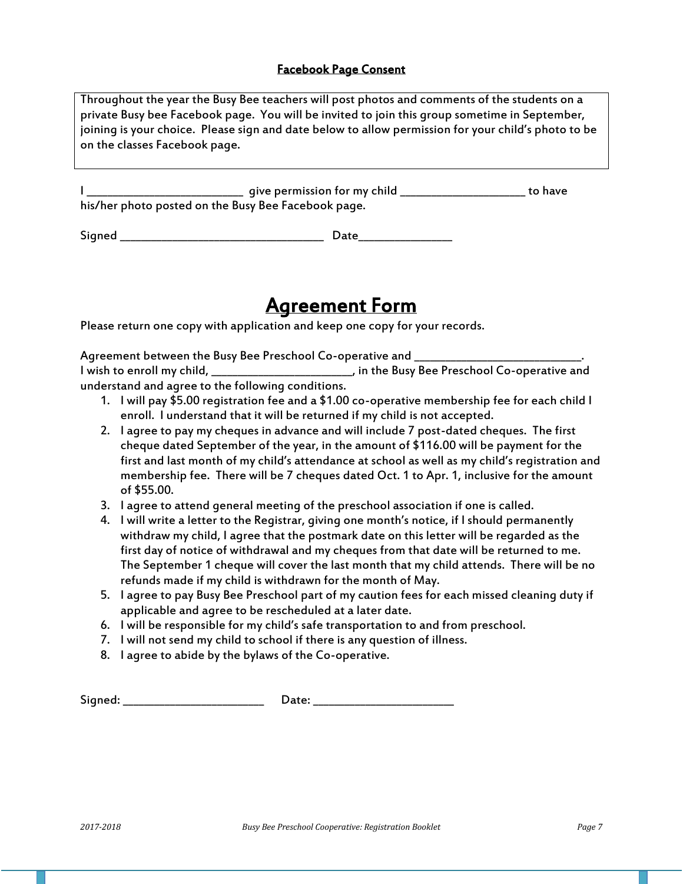**Facebook Page Consent**

Throughout the year the Busy Bee teachers will post photos and comments of the students on a private Busy bee Facebook page. You will be invited to join this group sometime in September, joining is your choice. Please sign and date below to allow permission for your child's photo to be on the classes Facebook page.

I _________________________ give permission for my child ____________________ to have his/her photo posted on the Busy Bee Facebook page.

Signed _________________________________ Date_______________

# Agreement Form

Please return one copy with application and keep one copy for your records.

Agreement between the Busy Bee Preschool Co-operative and ___________________________.
I wish to enroll my child, _______________________, in the Busy Bee Preschool Co-operative and understand and agree to the following conditions.

1. I will pay $5.00 registration fee and a $1.00 co-operative membership fee for each child I enroll. I understand that it will be returned if my child is not accepted.
2. I agree to pay my cheques in advance and will include 7 post-dated cheques. The first cheque dated September of the year, in the amount of $116.00 will be payment for the first and last month of my child's attendance at school as well as my child's registration and membership fee. There will be 7 cheques dated Oct. 1 to Apr. 1, inclusive for the amount of $55.00.
3. I agree to attend general meeting of the preschool association if one is called.
4. I will write a letter to the Registrar, giving one month's notice, if I should permanently withdraw my child, I agree that the postmark date on this letter will be regarded as the first day of notice of withdrawal and my cheques from that date will be returned to me. The September 1 cheque will cover the last month that my child attends. There will be no refunds made if my child is withdrawn for the month of May.
5. I agree to pay Busy Bee Preschool part of my caution fees for each missed cleaning duty if applicable and agree to be rescheduled at a later date.
6. I will be responsible for my child's safe transportation to and from preschool.
7. I will not send my child to school if there is any question of illness.
8. I agree to abide by the bylaws of the Co-operative.

Signed: _______________________ Date: _______________________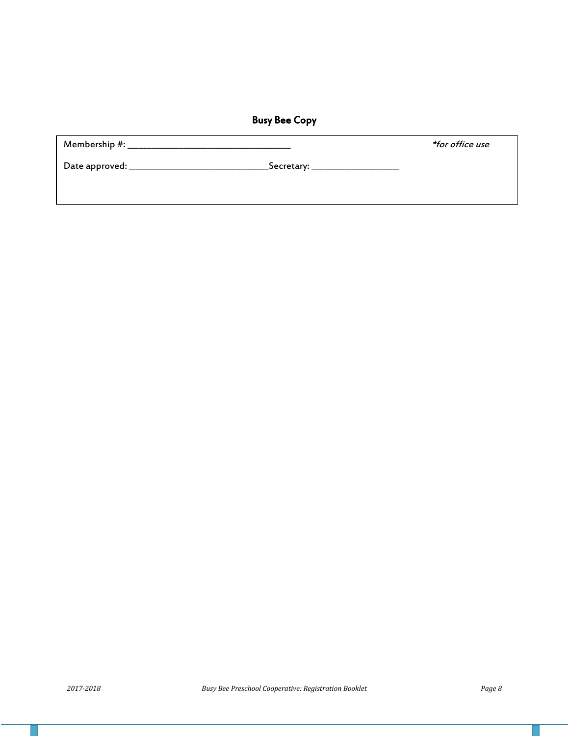## Busy Bee Copy

Membership #: ________________________________ *for office use*

Date approved: ___________________________Secretary: _________________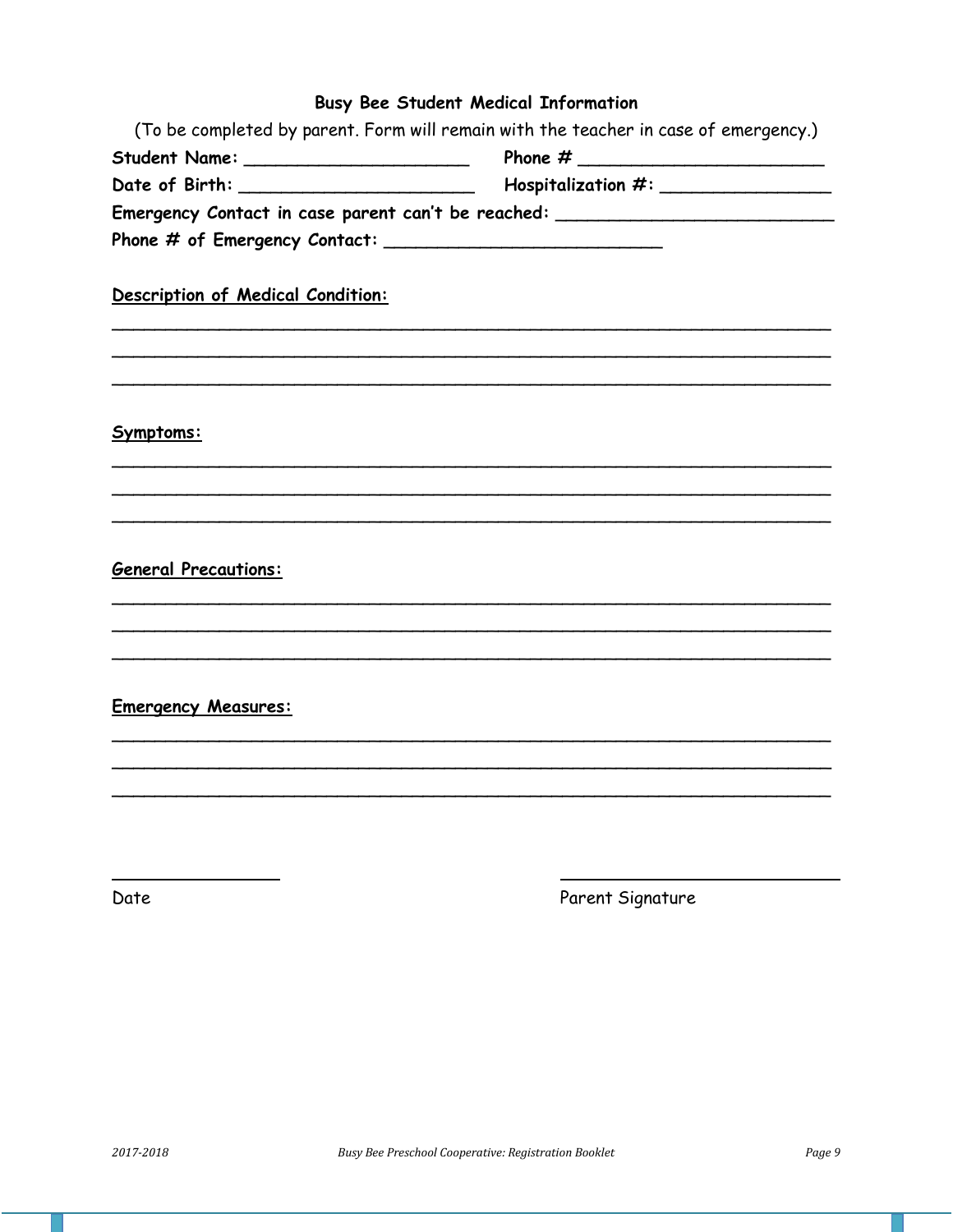**Busy Bee Student Medical Information**

(To be completed by parent. Form will remain with the teacher in case of emergency.)

**Student Name:** ______________________ **Phone #** ________________________

**Date of Birth:** _______________________ **Hospitalization #:** ________________

**Emergency Contact in case parent can't be reached:** ___________________________

**Phone # of Emergency Contact:** ___________________________

**Description of Medical Condition:**

______________________________________________________________________

______________________________________________________________________

______________________________________________________________________

**Symptoms:**

______________________________________________________________________

______________________________________________________________________

______________________________________________________________________

**General Precautions:**

______________________________________________________________________

______________________________________________________________________

______________________________________________________________________

**Emergency Measures:**

______________________________________________________________________

______________________________________________________________________

______________________________________________________________________

_________________ ___________________________

Date Parent Signature